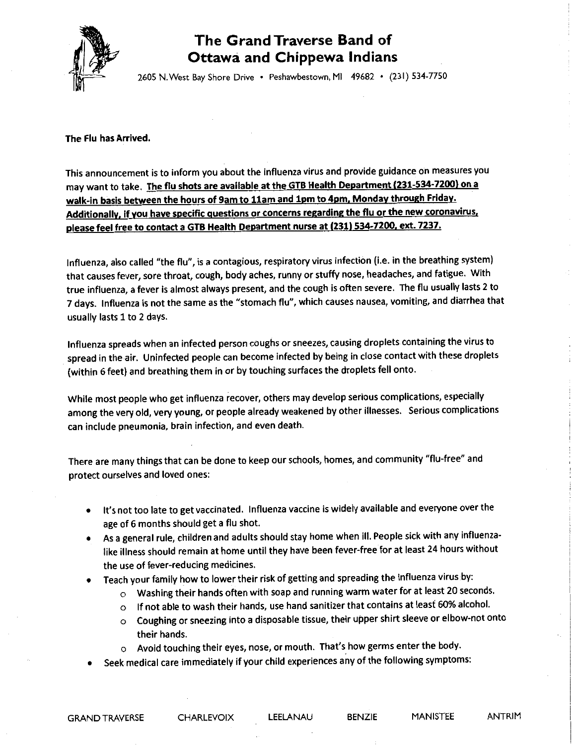# The Grand Traverse Band of Ottawa and Chippewa Indians

2605 N. West Bay Shore Drive • Peshawbestown, MI 49682 • (231) 534-7750

**The Flu has Arrived.**

This announcement is to inform you about the influenza virus and provide guidance on measures you may want to take. **The flu shots are available at the GTB Health Department (231-534-7200) on a walk-in basis between the hours of 9am to 11am and 1pm to 4pm, Monday through Friday. Additionally, if you have specific questions or concerns regarding the flu or the new coronavirus, please feel free to contact a GTB Health Department nurse at (231) 534-7200, ext. 7237.**

Influenza, also called "the flu", is a contagious, respiratory virus infection (i.e. in the breathing system) that causes fever, sore throat, cough, body aches, runny or stuffy nose, headaches, and fatigue. With true influenza, a fever is almost always present, and the cough is often severe. The flu usually lasts 2 to 7 days. Influenza is not the same as the "stomach flu", which causes nausea, vomiting, and diarrhea that usually lasts 1 to 2 days.

Influenza spreads when an infected person coughs or sneezes, causing droplets containing the virus to spread in the air. Uninfected people can become infected by being in close contact with these droplets (within 6 feet) and breathing them in or by touching surfaces the droplets fell onto.

While most people who get influenza recover, others may develop serious complications, especially among the very old, very young, or people already weakened by other illnesses. Serious complications can include pneumonia, brain infection, and even death.

There are many things that can be done to keep our schools, homes, and community "flu-free" and protect ourselves and loved ones:

- It's not too late to get vaccinated. Influenza vaccine is widely available and everyone over the age of 6 months should get a flu shot.
- As a general rule, children and adults should stay home when ill. People sick with any influenza-like illness should remain at home until they have been fever-free for at least 24 hours without the use of fever-reducing medicines.
- Teach your family how to lower their risk of getting and spreading the Influenza virus by:
  - Washing their hands often with soap and running warm water for at least 20 seconds.
  - If not able to wash their hands, use hand sanitizer that contains at least 60% alcohol.
  - Coughing or sneezing into a disposable tissue, their upper shirt sleeve or elbow-not onto their hands.
  - Avoid touching their eyes, nose, or mouth. That's how germs enter the body.
- Seek medical care immediately if your child experiences any of the following symptoms:

GRAND TRAVERSE CHARLEVOIX LEELANAU BENZIE MANISTEE ANTRIM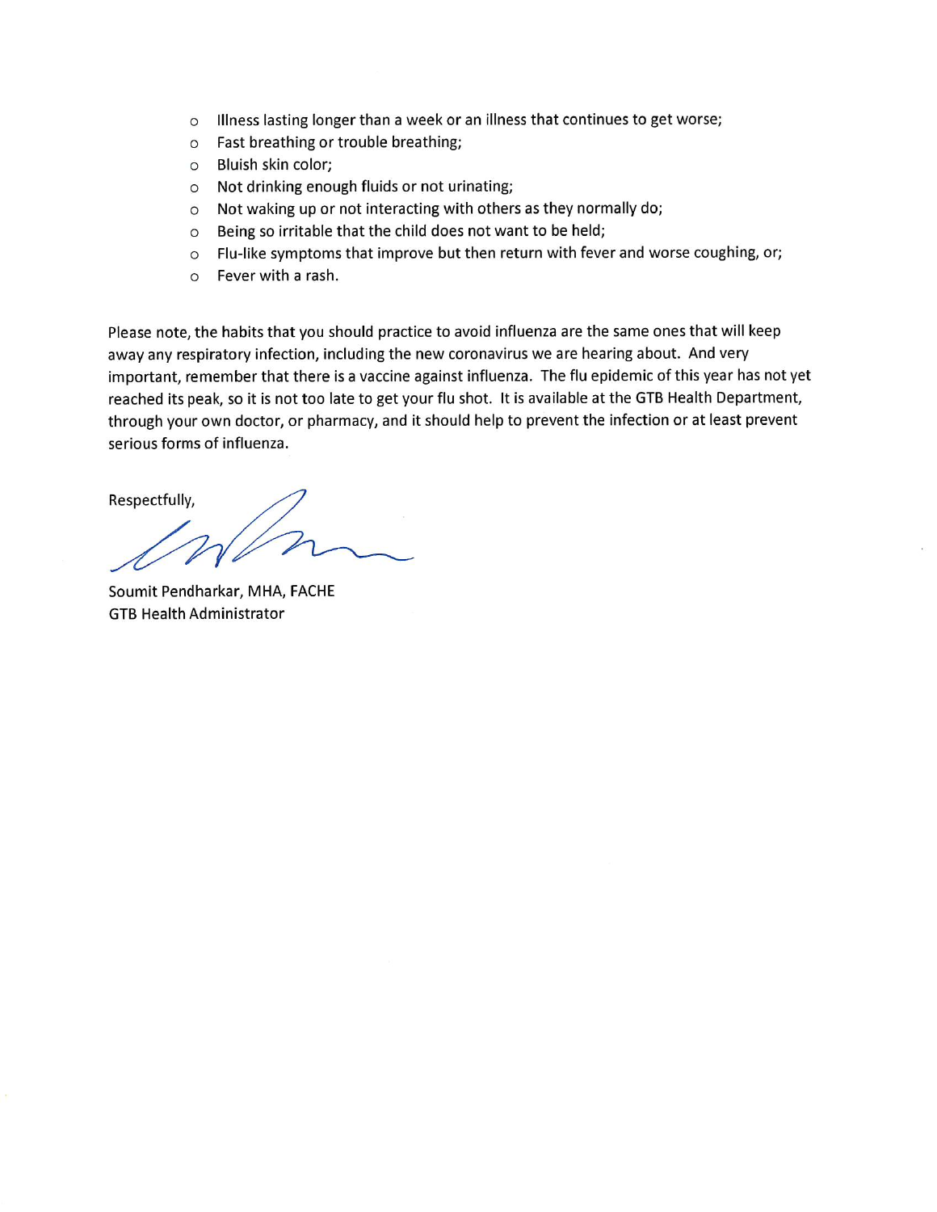- Illness lasting longer than a week or an illness that continues to get worse;
- Fast breathing or trouble breathing;
- Bluish skin color;
- Not drinking enough fluids or not urinating;
- Not waking up or not interacting with others as they normally do;
- Being so irritable that the child does not want to be held;
- Flu-like symptoms that improve but then return with fever and worse coughing, or;
- Fever with a rash.

Please note, the habits that you should practice to avoid influenza are the same ones that will keep away any respiratory infection, including the new coronavirus we are hearing about. And very important, remember that there is a vaccine against influenza. The flu epidemic of this year has not yet reached its peak, so it is not too late to get your flu shot. It is available at the GTB Health Department, through your own doctor, or pharmacy, and it should help to prevent the infection or at least prevent serious forms of influenza.

Respectfully,

Soumit Pendharkar, MHA, FACHE
GTB Health Administrator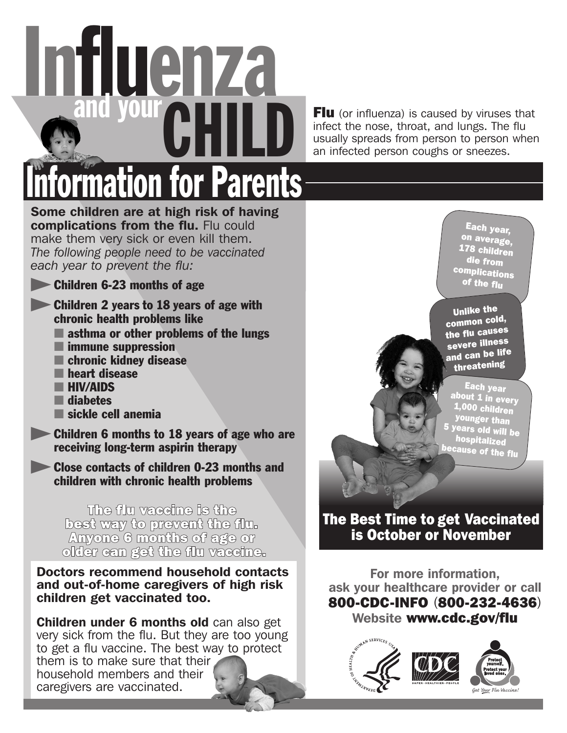# Influenza and your CHILD

## Information for Parents

**Flu** (or influenza) is caused by viruses that infect the nose, throat, and lungs. The flu usually spreads from person to person when an infected person coughs or sneezes.

**Some children are at high risk of having complications from the flu.** Flu could make them very sick or even kill them. *The following people need to be vaccinated each year to prevent the flu:*

- **Children 6-23 months of age**
- **Children 2 years to 18 years of age with chronic health problems like**
  - **asthma or other problems of the lungs**
  - **immune suppression**
  - **chronic kidney disease**
  - **heart disease**
  - **HIV/AIDS**
  - **diabetes**
  - **sickle cell anemia**
- **Children 6 months to 18 years of age who are receiving long-term aspirin therapy**
- **Close contacts of children 0-23 months and children with chronic health problems**

**The flu vaccine is the best way to prevent the flu. Anyone 6 months of age or older can get the flu vaccine.**

**Doctors recommend household contacts and out-of-home caregivers of high risk children get vaccinated too.**

**Children under 6 months old** can also get very sick from the flu. But they are too young to get a flu vaccine. The best way to protect them is to make sure that their household members and their caregivers are vaccinated.

Each year, on average, 178 children die from complications of the flu

Unlike the common cold, the flu causes severe illness and can be life threatening

Each year about 1 in every 1,000 children younger than 5 years old will be hospitalized because of the flu

## The Best Time to get Vaccinated is October or November

**For more information, ask your healthcare provider or call 800-CDC-INFO (800-232-4636)**

**Website www.cdc.gov/flu**

Protect yourself. Protect your loved ones. *Get Your Flu Vaccine!*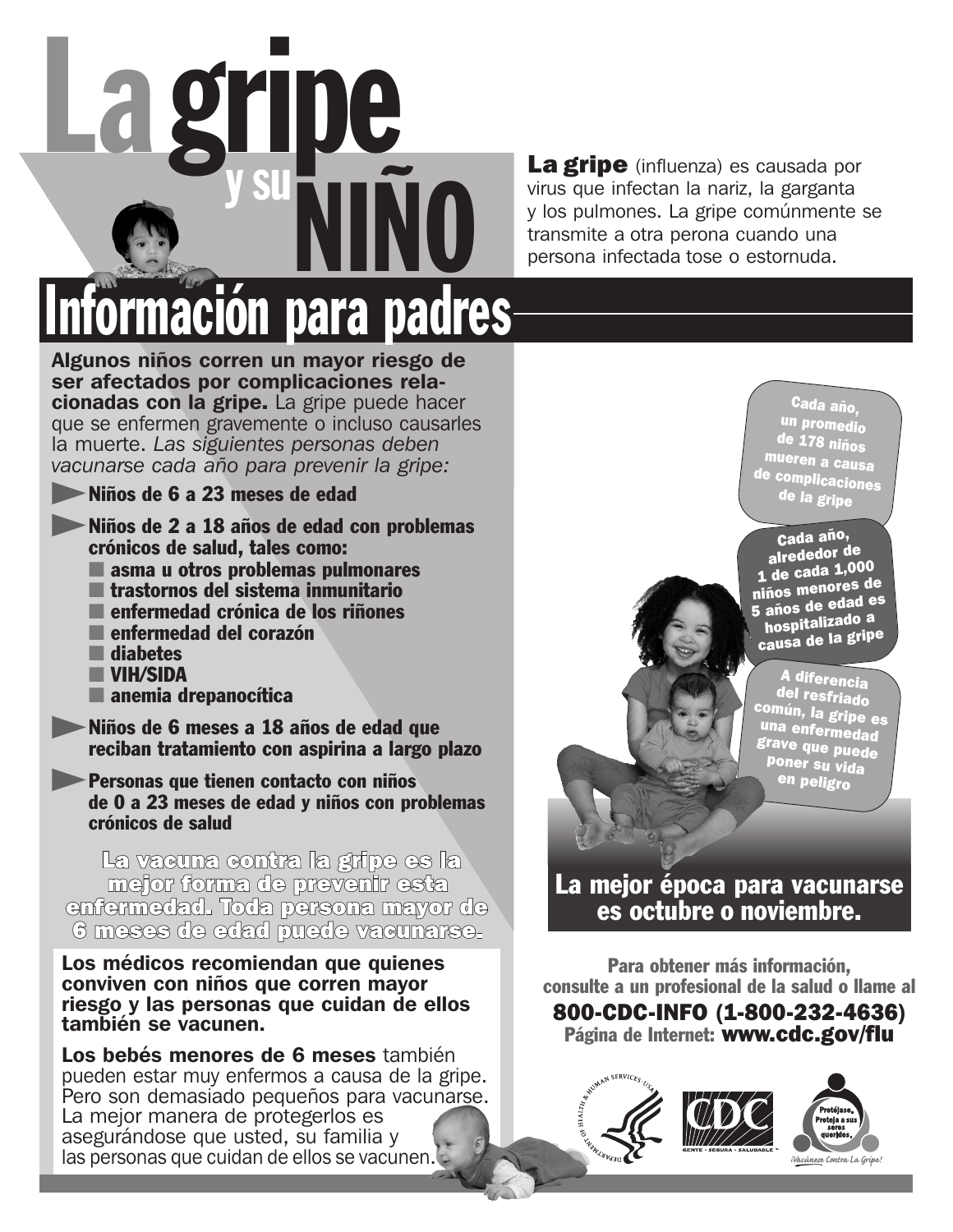# La gripe y su NIÑO

**La gripe** (influenza) es causada por virus que infectan la nariz, la garganta y los pulmones. La gripe comúnmente se transmite a otra perona cuando una persona infectada tose o estornuda.

## Información para padres

**Algunos niños corren un mayor riesgo de ser afectados por complicaciones relacionadas con la gripe.** La gripe puede hacer que se enfermen gravemente o incluso causarles la muerte. *Las siguientes personas deben vacunarse cada año para prevenir la gripe:*

- **Niños de 6 a 23 meses de edad**
- **Niños de 2 a 18 años de edad con problemas crónicos de salud, tales como:**
  - **asma u otros problemas pulmonares**
  - **trastornos del sistema inmunitario**
  - **enfermedad crónica de los riñones**
  - **enfermedad del corazón**
  - **diabetes**
  - **VIH/SIDA**
  - **anemia drepanocítica**
- **Niños de 6 meses a 18 años de edad que reciban tratamiento con aspirina a largo plazo**
- **Personas que tienen contacto con niños de 0 a 23 meses de edad y niños con problemas crónicos de salud**

**La vacuna contra la gripe es la mejor forma de prevenir esta enfermedad. Toda persona mayor de 6 meses de edad puede vacunarse.**

**Los médicos recomiendan que quienes conviven con niños que corren mayor riesgo y las personas que cuidan de ellos también se vacunen.**

**Los bebés menores de 6 meses** también pueden estar muy enfermos a causa de la gripe. Pero son demasiado pequeños para vacunarse. La mejor manera de protegerlos es asegurándose que usted, su familia y las personas que cuidan de ellos se vacunen.

Cada año, un promedio de 178 niños mueren a causa de complicaciones de la gripe

Cada año, alrededor de 1 de cada 1,000 niños menores de 5 años de edad es hospitalizado a causa de la gripe

A diferencia del resfriado común, la gripe es una enfermedad grave que puede poner su vida en peligro

**La mejor época para vacunarse es octubre o noviembre.**

**Para obtener más información, consulte a un profesional de la salud o llame al**

**800-CDC-INFO (1-800-232-4636)**

**Página de Internet: www.cdc.gov/flu**

CDC — GENTE · SEGURA · SALUDABLE

Protéjase. Proteja a sus seres queridos. ¡Vacúnese Contra La Gripe!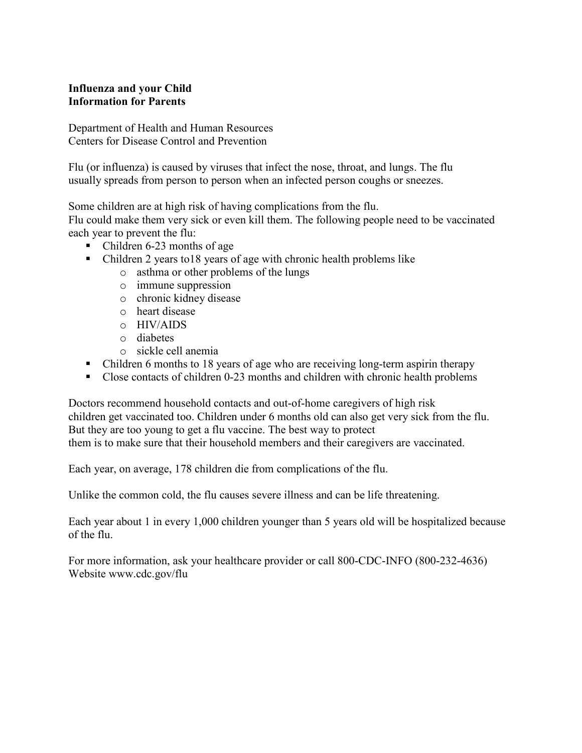**Influenza and your Child**
**Information for Parents**

Department of Health and Human Resources
Centers for Disease Control and Prevention

Flu (or influenza) is caused by viruses that infect the nose, throat, and lungs. The flu usually spreads from person to person when an infected person coughs or sneezes.

Some children are at high risk of having complications from the flu.
Flu could make them very sick or even kill them. The following people need to be vaccinated each year to prevent the flu:

- Children 6-23 months of age
- Children 2 years to18 years of age with chronic health problems like
  - asthma or other problems of the lungs
  - immune suppression
  - chronic kidney disease
  - heart disease
  - HIV/AIDS
  - diabetes
  - sickle cell anemia
- Children 6 months to 18 years of age who are receiving long-term aspirin therapy
- Close contacts of children 0-23 months and children with chronic health problems

Doctors recommend household contacts and out-of-home caregivers of high risk children get vaccinated too. Children under 6 months old can also get very sick from the flu. But they are too young to get a flu vaccine. The best way to protect them is to make sure that their household members and their caregivers are vaccinated.

Each year, on average, 178 children die from complications of the flu.

Unlike the common cold, the flu causes severe illness and can be life threatening.

Each year about 1 in every 1,000 children younger than 5 years old will be hospitalized because of the flu.

For more information, ask your healthcare provider or call 800-CDC-INFO (800-232-4636)
Website www.cdc.gov/flu